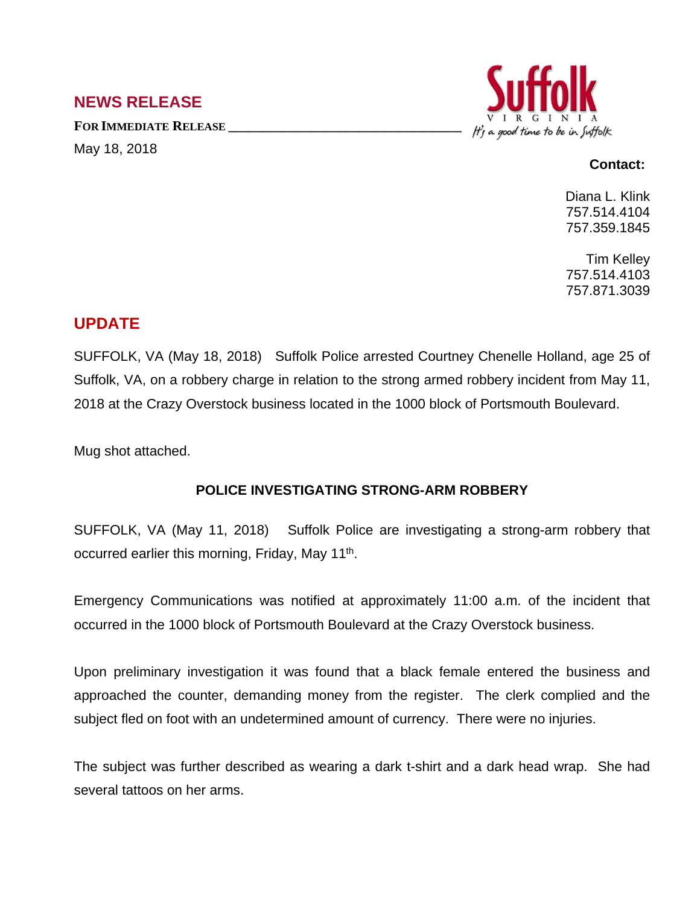## NEWS RELEASE

**FOR IMMEDIATE RELEASE**

May 18, 2018

Suffolk
VIRGINIA
*It's a good time to be in Suffolk*

**Contact:**

Diana L. Klink
757.514.4104
757.359.1845

Tim Kelley
757.514.4103
757.871.3039

## UPDATE

SUFFOLK, VA (May 18, 2018) Suffolk Police arrested Courtney Chenelle Holland, age 25 of Suffolk, VA, on a robbery charge in relation to the strong armed robbery incident from May 11, 2018 at the Crazy Overstock business located in the 1000 block of Portsmouth Boulevard.

Mug shot attached.

### POLICE INVESTIGATING STRONG-ARM ROBBERY

SUFFOLK, VA (May 11, 2018) Suffolk Police are investigating a strong-arm robbery that occurred earlier this morning, Friday, May 11th.

Emergency Communications was notified at approximately 11:00 a.m. of the incident that occurred in the 1000 block of Portsmouth Boulevard at the Crazy Overstock business.

Upon preliminary investigation it was found that a black female entered the business and approached the counter, demanding money from the register. The clerk complied and the subject fled on foot with an undetermined amount of currency. There were no injuries.

The subject was further described as wearing a dark t-shirt and a dark head wrap. She had several tattoos on her arms.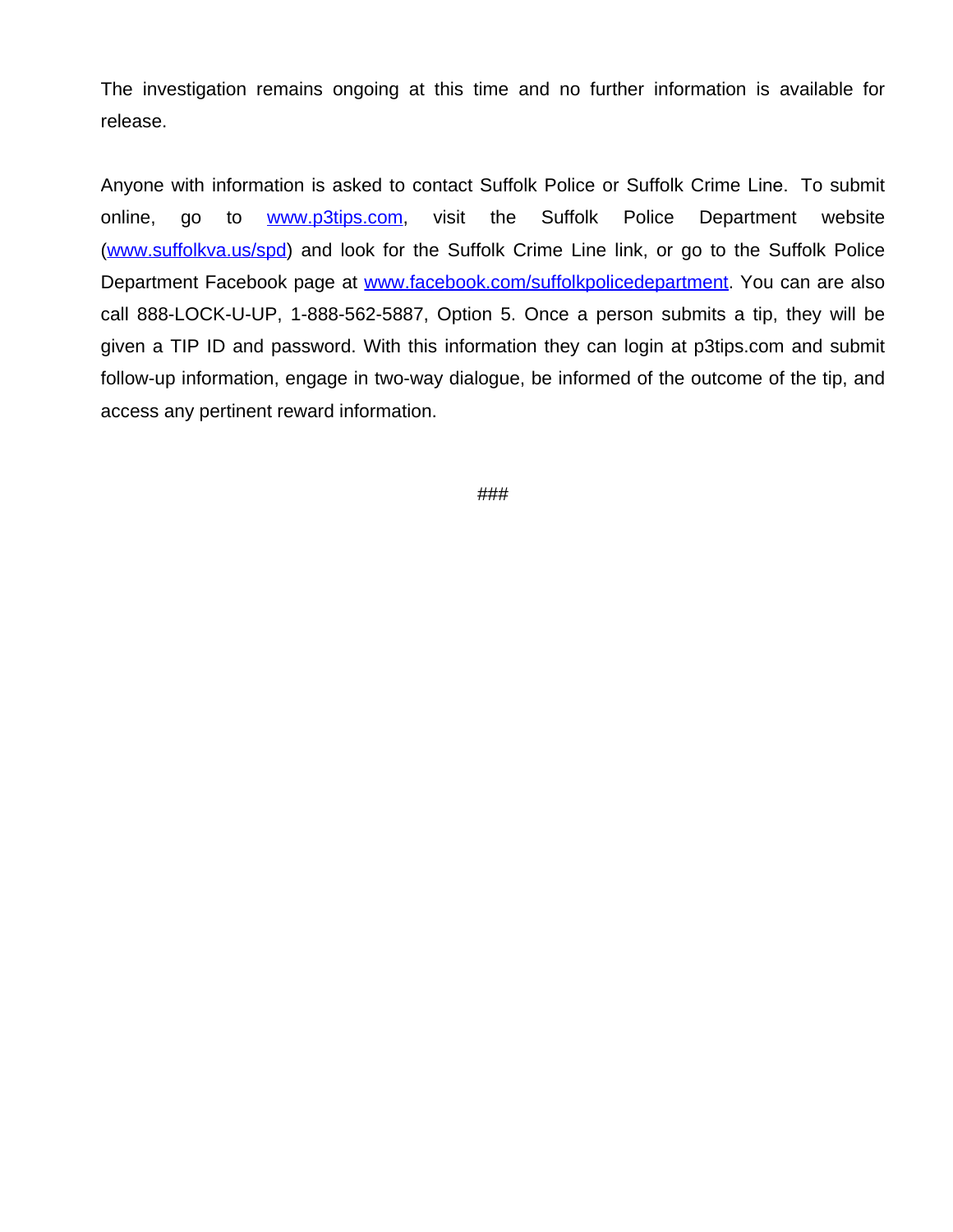The investigation remains ongoing at this time and no further information is available for release.

Anyone with information is asked to contact Suffolk Police or Suffolk Crime Line. To submit online, go to www.p3tips.com, visit the Suffolk Police Department website (www.suffolkva.us/spd) and look for the Suffolk Crime Line link, or go to the Suffolk Police Department Facebook page at www.facebook.com/suffolkpolicedepartment. You can are also call 888-LOCK-U-UP, 1-888-562-5887, Option 5. Once a person submits a tip, they will be given a TIP ID and password. With this information they can login at p3tips.com and submit follow-up information, engage in two-way dialogue, be informed of the outcome of the tip, and access any pertinent reward information.

###